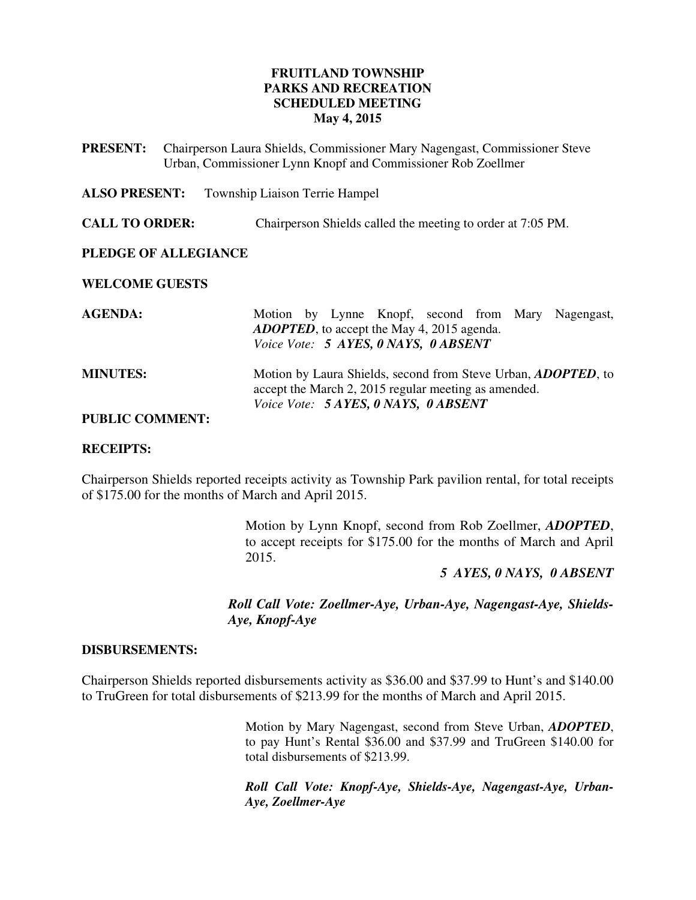**FRUITLAND TOWNSHIP**
**PARKS AND RECREATION**
**SCHEDULED MEETING**
**May 4, 2015**

**PRESENT:** Chairperson Laura Shields, Commissioner Mary Nagengast, Commissioner Steve Urban, Commissioner Lynn Knopf and Commissioner Rob Zoellmer

**ALSO PRESENT:** Township Liaison Terrie Hampel

**CALL TO ORDER:** Chairperson Shields called the meeting to order at 7:05 PM.

**PLEDGE OF ALLEGIANCE**

**WELCOME GUESTS**

**AGENDA:** Motion by Lynne Knopf, second from Mary Nagengast, ***ADOPTED***, to accept the May 4, 2015 agenda.
*Voice Vote:* ***5 AYES, 0 NAYS, 0 ABSENT***

**MINUTES:** Motion by Laura Shields, second from Steve Urban, ***ADOPTED***, to accept the March 2, 2015 regular meeting as amended.
*Voice Vote:* ***5 AYES, 0 NAYS, 0 ABSENT***

**PUBLIC COMMENT:**

**RECEIPTS:**

Chairperson Shields reported receipts activity as Township Park pavilion rental, for total receipts of $175.00 for the months of March and April 2015.

Motion by Lynn Knopf, second from Rob Zoellmer, ***ADOPTED***, to accept receipts for $175.00 for the months of March and April 2015.

***5 AYES, 0 NAYS, 0 ABSENT***

***Roll Call Vote: Zoellmer-Aye, Urban-Aye, Nagengast-Aye, Shields-Aye, Knopf-Aye***

**DISBURSEMENTS:**

Chairperson Shields reported disbursements activity as $36.00 and $37.99 to Hunt's and $140.00 to TruGreen for total disbursements of $213.99 for the months of March and April 2015.

Motion by Mary Nagengast, second from Steve Urban, ***ADOPTED***, to pay Hunt's Rental $36.00 and $37.99 and TruGreen $140.00 for total disbursements of $213.99.

***Roll Call Vote: Knopf-Aye, Shields-Aye, Nagengast-Aye, Urban-Aye, Zoellmer-Aye***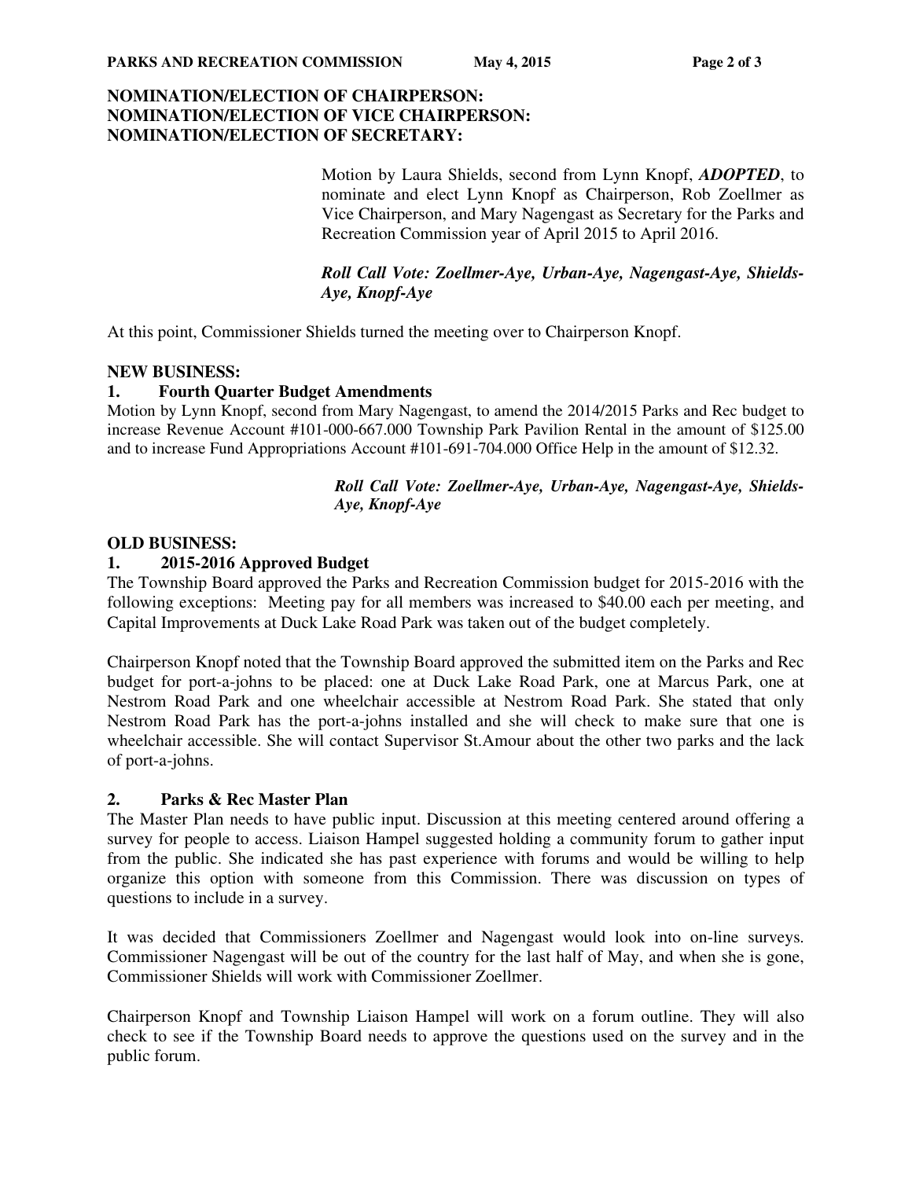**NOMINATION/ELECTION OF CHAIRPERSON:**
**NOMINATION/ELECTION OF VICE CHAIRPERSON:**
**NOMINATION/ELECTION OF SECRETARY:**

Motion by Laura Shields, second from Lynn Knopf, ***ADOPTED***, to nominate and elect Lynn Knopf as Chairperson, Rob Zoellmer as Vice Chairperson, and Mary Nagengast as Secretary for the Parks and Recreation Commission year of April 2015 to April 2016.

***Roll Call Vote: Zoellmer-Aye, Urban-Aye, Nagengast-Aye, Shields-Aye, Knopf-Aye***

At this point, Commissioner Shields turned the meeting over to Chairperson Knopf.

**NEW BUSINESS:**

**1. Fourth Quarter Budget Amendments**

Motion by Lynn Knopf, second from Mary Nagengast, to amend the 2014/2015 Parks and Rec budget to increase Revenue Account #101-000-667.000 Township Park Pavilion Rental in the amount of $125.00 and to increase Fund Appropriations Account #101-691-704.000 Office Help in the amount of $12.32.

***Roll Call Vote: Zoellmer-Aye, Urban-Aye, Nagengast-Aye, Shields-Aye, Knopf-Aye***

**OLD BUSINESS:**

**1. 2015-2016 Approved Budget**

The Township Board approved the Parks and Recreation Commission budget for 2015-2016 with the following exceptions: Meeting pay for all members was increased to $40.00 each per meeting, and Capital Improvements at Duck Lake Road Park was taken out of the budget completely.

Chairperson Knopf noted that the Township Board approved the submitted item on the Parks and Rec budget for port-a-johns to be placed: one at Duck Lake Road Park, one at Marcus Park, one at Nestrom Road Park and one wheelchair accessible at Nestrom Road Park. She stated that only Nestrom Road Park has the port-a-johns installed and she will check to make sure that one is wheelchair accessible. She will contact Supervisor St.Amour about the other two parks and the lack of port-a-johns.

**2. Parks & Rec Master Plan**

The Master Plan needs to have public input. Discussion at this meeting centered around offering a survey for people to access. Liaison Hampel suggested holding a community forum to gather input from the public. She indicated she has past experience with forums and would be willing to help organize this option with someone from this Commission. There was discussion on types of questions to include in a survey.

It was decided that Commissioners Zoellmer and Nagengast would look into on-line surveys. Commissioner Nagengast will be out of the country for the last half of May, and when she is gone, Commissioner Shields will work with Commissioner Zoellmer.

Chairperson Knopf and Township Liaison Hampel will work on a forum outline. They will also check to see if the Township Board needs to approve the questions used on the survey and in the public forum.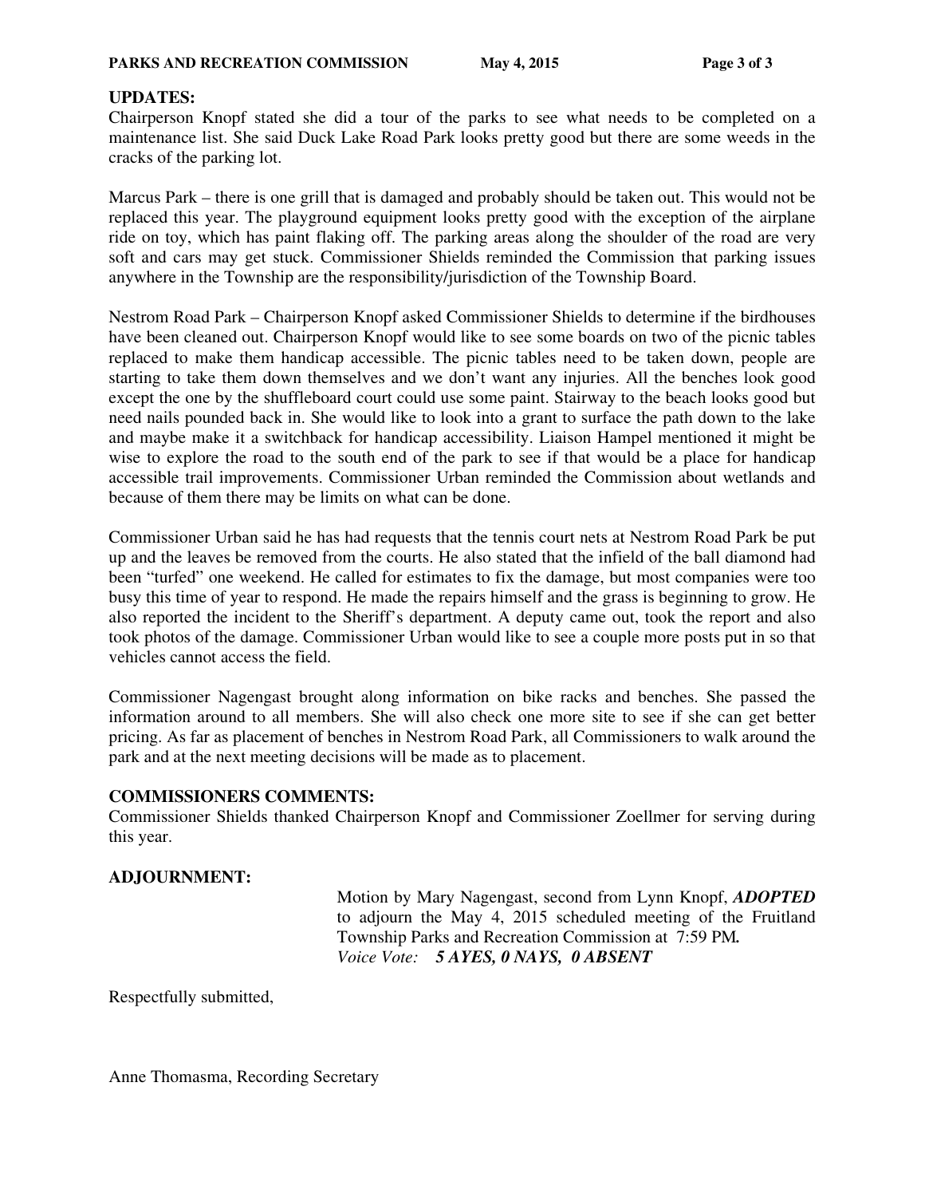**UPDATES:**

Chairperson Knopf stated she did a tour of the parks to see what needs to be completed on a maintenance list. She said Duck Lake Road Park looks pretty good but there are some weeds in the cracks of the parking lot.

Marcus Park – there is one grill that is damaged and probably should be taken out. This would not be replaced this year. The playground equipment looks pretty good with the exception of the airplane ride on toy, which has paint flaking off. The parking areas along the shoulder of the road are very soft and cars may get stuck. Commissioner Shields reminded the Commission that parking issues anywhere in the Township are the responsibility/jurisdiction of the Township Board.

Nestrom Road Park – Chairperson Knopf asked Commissioner Shields to determine if the birdhouses have been cleaned out. Chairperson Knopf would like to see some boards on two of the picnic tables replaced to make them handicap accessible. The picnic tables need to be taken down, people are starting to take them down themselves and we don't want any injuries. All the benches look good except the one by the shuffleboard court could use some paint. Stairway to the beach looks good but need nails pounded back in. She would like to look into a grant to surface the path down to the lake and maybe make it a switchback for handicap accessibility. Liaison Hampel mentioned it might be wise to explore the road to the south end of the park to see if that would be a place for handicap accessible trail improvements. Commissioner Urban reminded the Commission about wetlands and because of them there may be limits on what can be done.

Commissioner Urban said he has had requests that the tennis court nets at Nestrom Road Park be put up and the leaves be removed from the courts. He also stated that the infield of the ball diamond had been "turfed" one weekend. He called for estimates to fix the damage, but most companies were too busy this time of year to respond. He made the repairs himself and the grass is beginning to grow. He also reported the incident to the Sheriff's department. A deputy came out, took the report and also took photos of the damage. Commissioner Urban would like to see a couple more posts put in so that vehicles cannot access the field.

Commissioner Nagengast brought along information on bike racks and benches. She passed the information around to all members. She will also check one more site to see if she can get better pricing. As far as placement of benches in Nestrom Road Park, all Commissioners to walk around the park and at the next meeting decisions will be made as to placement.

**COMMISSIONERS COMMENTS:**

Commissioner Shields thanked Chairperson Knopf and Commissioner Zoellmer for serving during this year.

**ADJOURNMENT:**

Motion by Mary Nagengast, second from Lynn Knopf, ***ADOPTED*** to adjourn the May 4, 2015 scheduled meeting of the Fruitland Township Parks and Recreation Commission at 7:59 PM**.**
*Voice Vote:* ***5 AYES, 0 NAYS, 0 ABSENT***

Respectfully submitted,

Anne Thomasma, Recording Secretary